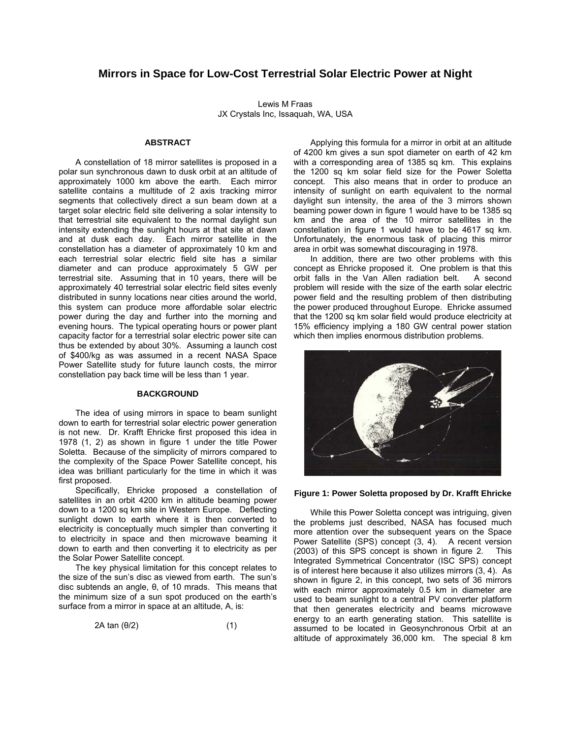# Mirrors in Space for Low-Cost Terrestrial Solar Electric Power at Night

Lewis M Fraas
JX Crystals Inc, Issaquah, WA, USA

## ABSTRACT

A constellation of 18 mirror satellites is proposed in a polar sun synchronous dawn to dusk orbit at an altitude of approximately 1000 km above the earth. Each mirror satellite contains a multitude of 2 axis tracking mirror segments that collectively direct a sun beam down at a target solar electric field site delivering a solar intensity to that terrestrial site equivalent to the normal daylight sun intensity extending the sunlight hours at that site at dawn and at dusk each day. Each mirror satellite in the constellation has a diameter of approximately 10 km and each terrestrial solar electric field site has a similar diameter and can produce approximately 5 GW per terrestrial site. Assuming that in 10 years, there will be approximately 40 terrestrial solar electric field sites evenly distributed in sunny locations near cities around the world, this system can produce more affordable solar electric power during the day and further into the morning and evening hours. The typical operating hours or power plant capacity factor for a terrestrial solar electric power site can thus be extended by about 30%. Assuming a launch cost of \$400/kg as was assumed in a recent NASA Space Power Satellite study for future launch costs, the mirror constellation pay back time will be less than 1 year.

## BACKGROUND

The idea of using mirrors in space to beam sunlight down to earth for terrestrial solar electric power generation is not new. Dr. Krafft Ehricke first proposed this idea in 1978 (1, 2) as shown in figure 1 under the title Power Soletta. Because of the simplicity of mirrors compared to the complexity of the Space Power Satellite concept, his idea was brilliant particularly for the time in which it was first proposed.

Specifically, Ehricke proposed a constellation of satellites in an orbit 4200 km in altitude beaming power down to a 1200 sq km site in Western Europe. Deflecting sunlight down to earth where it is then converted to electricity is conceptually much simpler than converting it to electricity in space and then microwave beaming it down to earth and then converting it to electricity as per the Solar Power Satellite concept.

The key physical limitation for this concept relates to the size of the sun's disc as viewed from earth. The sun's disc subtends an angle, θ, of 10 mrads. This means that the minimum size of a sun spot produced on the earth's surface from a mirror in space at an altitude, A, is:

$$2A \tan(\theta/2) \qquad (1)$$

Applying this formula for a mirror in orbit at an altitude of 4200 km gives a sun spot diameter on earth of 42 km with a corresponding area of 1385 sq km. This explains the 1200 sq km solar field size for the Power Soletta concept. This also means that in order to produce an intensity of sunlight on earth equivalent to the normal daylight sun intensity, the area of the 3 mirrors shown beaming power down in figure 1 would have to be 1385 sq km and the area of the 10 mirror satellites in the constellation in figure 1 would have to be 4617 sq km. Unfortunately, the enormous task of placing this mirror area in orbit was somewhat discouraging in 1978.

In addition, there are two other problems with this concept as Ehricke proposed it. One problem is that this orbit falls in the Van Allen radiation belt. A second problem will reside with the size of the earth solar electric power field and the resulting problem of then distributing the power produced throughout Europe. Ehricke assumed that the 1200 sq km solar field would produce electricity at 15% efficiency implying a 180 GW central power station which then implies enormous distribution problems.

**Figure 1: Power Soletta proposed by Dr. Krafft Ehricke**

While this Power Soletta concept was intriguing, given the problems just described, NASA has focused much more attention over the subsequent years on the Space Power Satellite (SPS) concept (3, 4). A recent version (2003) of this SPS concept is shown in figure 2. This Integrated Symmetrical Concentrator (ISC SPS) concept is of interest here because it also utilizes mirrors (3, 4). As shown in figure 2, in this concept, two sets of 36 mirrors with each mirror approximately 0.5 km in diameter are used to beam sunlight to a central PV converter platform that then generates electricity and beams microwave energy to an earth generating station. This satellite is assumed to be located in Geosynchronous Orbit at an altitude of approximately 36,000 km. The special 8 km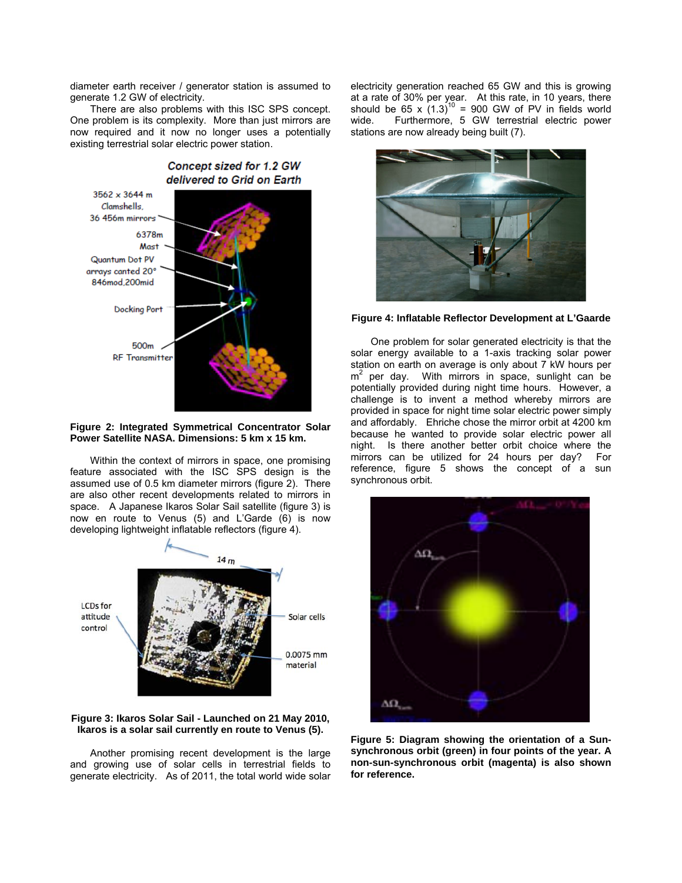diameter earth receiver / generator station is assumed to generate 1.2 GW of electricity.

There are also problems with this ISC SPS concept. One problem is its complexity. More than just mirrors are now required and it now no longer uses a potentially existing terrestrial solar electric power station.

**Figure 2: Integrated Symmetrical Concentrator Solar Power Satellite NASA. Dimensions: 5 km x 15 km.**

Within the context of mirrors in space, one promising feature associated with the ISC SPS design is the assumed use of 0.5 km diameter mirrors (figure 2). There are also other recent developments related to mirrors in space. A Japanese Ikaros Solar Sail satellite (figure 3) is now en route to Venus (5) and L'Garde (6) is now developing lightweight inflatable reflectors (figure 4).

**Figure 3: Ikaros Solar Sail - Launched on 21 May 2010, Ikaros is a solar sail currently en route to Venus (5).**

Another promising recent development is the large and growing use of solar cells in terrestrial fields to generate electricity. As of 2011, the total world wide solar electricity generation reached 65 GW and this is growing at a rate of 30% per year. At this rate, in 10 years, there should be 65 x $(1.3)^{10}$ = 900 GW of PV in fields world wide. Furthermore, 5 GW terrestrial electric power stations are now already being built (7).

**Figure 4: Inflatable Reflector Development at L'Gaarde**

One problem for solar generated electricity is that the solar energy available to a 1-axis tracking solar power station on earth on average is only about 7 kW hours per $m^2$ per day. With mirrors in space, sunlight can be potentially provided during night time hours. However, a challenge is to invent a method whereby mirrors are provided in space for night time solar electric power simply and affordably. Ehriche chose the mirror orbit at 4200 km because he wanted to provide solar electric power all night. Is there another better orbit choice where the mirrors can be utilized for 24 hours per day? For reference, figure 5 shows the concept of a sun synchronous orbit.

**Figure 5: Diagram showing the orientation of a Sun-synchronous orbit (green) in four points of the year. A non-sun-synchronous orbit (magenta) is also shown for reference.**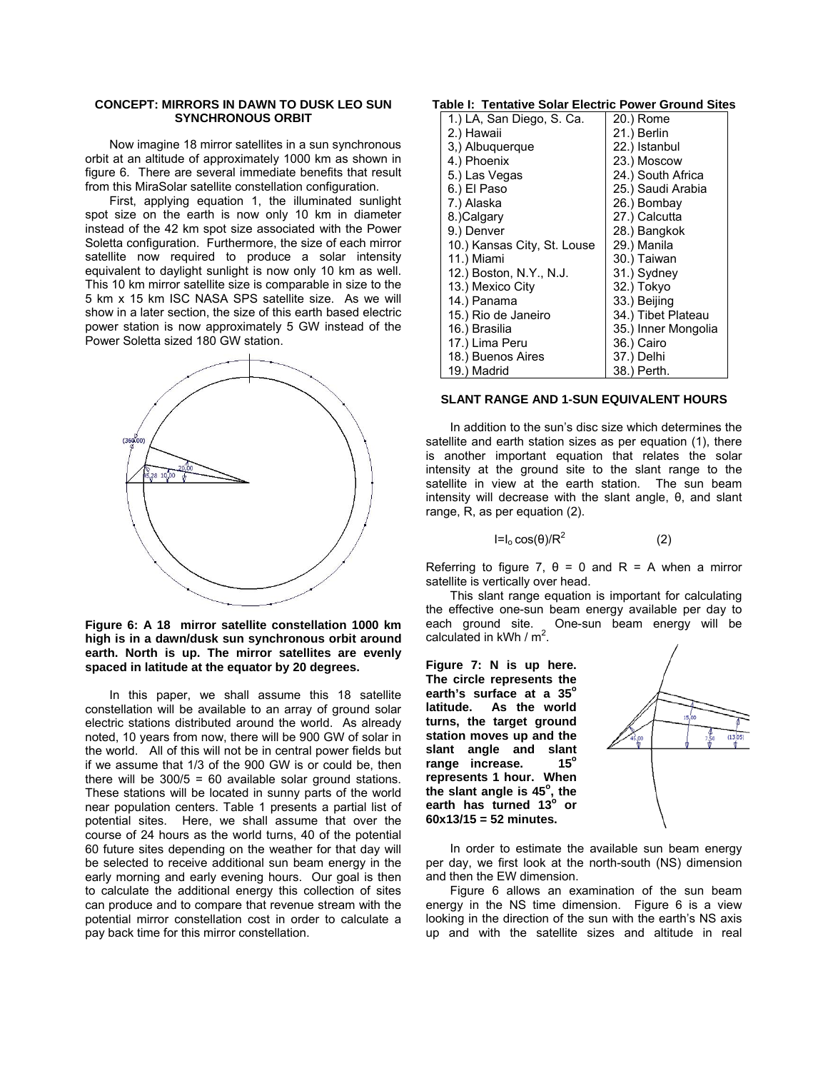### CONCEPT: MIRRORS IN DAWN TO DUSK LEO SUN SYNCHRONOUS ORBIT

Now imagine 18 mirror satellites in a sun synchronous orbit at an altitude of approximately 1000 km as shown in figure 6. There are several immediate benefits that result from this MiraSolar satellite constellation configuration.

First, applying equation 1, the illuminated sunlight spot size on the earth is now only 10 km in diameter instead of the 42 km spot size associated with the Power Soletta configuration. Furthermore, the size of each mirror satellite now required to produce a solar intensity equivalent to daylight sunlight is now only 10 km as well. This 10 km mirror satellite size is comparable in size to the 5 km x 15 km ISC NASA SPS satellite size. As we will show in a later section, the size of this earth based electric power station is now approximately 5 GW instead of the Power Soletta sized 180 GW station.

**Figure 6: A 18 mirror satellite constellation 1000 km high is in a dawn/dusk sun synchronous orbit around earth. North is up. The mirror satellites are evenly spaced in latitude at the equator by 20 degrees.**

In this paper, we shall assume this 18 satellite constellation will be available to an array of ground solar electric stations distributed around the world. As already noted, 10 years from now, there will be 900 GW of solar in the world. All of this will not be in central power fields but if we assume that 1/3 of the 900 GW is or could be, then there will be 300/5 = 60 available solar ground stations. These stations will be located in sunny parts of the world near population centers. Table 1 presents a partial list of potential sites. Here, we shall assume that over the course of 24 hours as the world turns, 40 of the potential 60 future sites depending on the weather for that day will be selected to receive additional sun beam energy in the early morning and early evening hours. Our goal is then to calculate the additional energy this collection of sites can produce and to compare that revenue stream with the potential mirror constellation cost in order to calculate a pay back time for this mirror constellation.

**Table I: Tentative Solar Electric Power Ground Sites**

| | |
|---|---|
| 1.) LA, San Diego, S. Ca. | 20.) Rome |
| 2.) Hawaii | 21.) Berlin |
| 3,) Albuquerque | 22.) Istanbul |
| 4.) Phoenix | 23.) Moscow |
| 5.) Las Vegas | 24.) South Africa |
| 6.) El Paso | 25.) Saudi Arabia |
| 7.) Alaska | 26.) Bombay |
| 8.)Calgary | 27.) Calcutta |
| 9.) Denver | 28.) Bangkok |
| 10.) Kansas City, St. Louse | 29.) Manila |
| 11.) Miami | 30.) Taiwan |
| 12.) Boston, N.Y., N.J. | 31.) Sydney |
| 13.) Mexico City | 32.) Tokyo |
| 14.) Panama | 33.) Beijing |
| 15.) Rio de Janeiro | 34.) Tibet Plateau |
| 16.) Brasilia | 35.) Inner Mongolia |
| 17.) Lima Peru | 36.) Cairo |
| 18.) Buenos Aires | 37.) Delhi |
| 19.) Madrid | 38.) Perth. |

### SLANT RANGE AND 1-SUN EQUIVALENT HOURS

In addition to the sun's disc size which determines the satellite and earth station sizes as per equation (1), there is another important equation that relates the solar intensity at the ground site to the slant range to the satellite in view at the earth station. The sun beam intensity will decrease with the slant angle, θ, and slant range, R, as per equation (2).

$$I=I_o \cos(\theta)/R^2 \qquad (2)$$

Referring to figure 7, θ = 0 and R = A when a mirror satellite is vertically over head.

This slant range equation is important for calculating the effective one-sun beam energy available per day to each ground site. One-sun beam energy will be calculated in kWh / $m^2$.

**Figure 7: N is up here. The circle represents the earth's surface at a 35° latitude. As the world turns, the target ground station moves up and the slant angle and slant range increase. 15° represents 1 hour. When the slant angle is 45°, the earth has turned 13° or 60x13/15 = 52 minutes.**

In order to estimate the available sun beam energy per day, we first look at the north-south (NS) dimension and then the EW dimension.

Figure 6 allows an examination of the sun beam energy in the NS time dimension. Figure 6 is a view looking in the direction of the sun with the earth's NS axis up and with the satellite sizes and altitude in real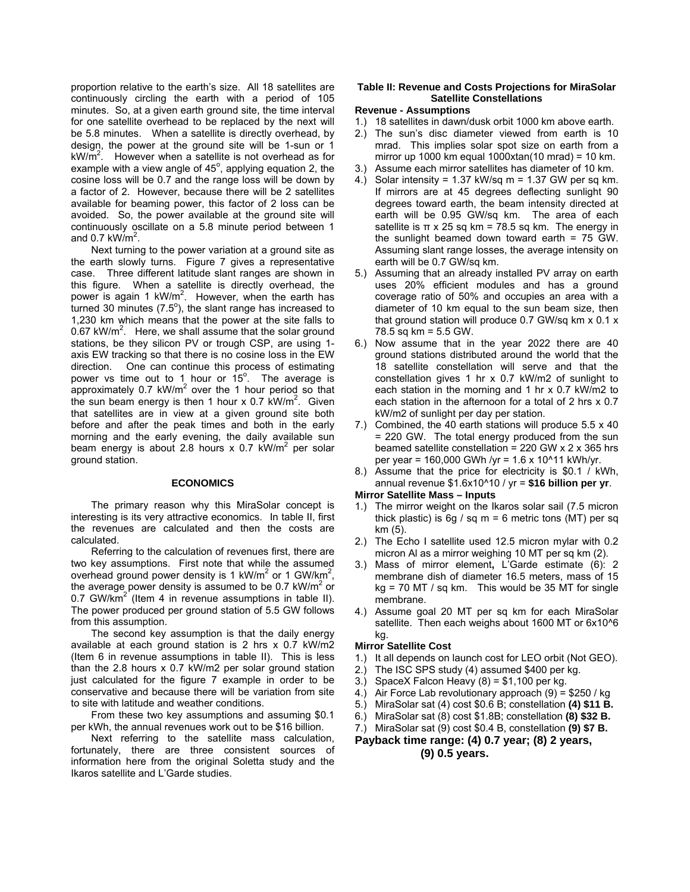proportion relative to the earth's size. All 18 satellites are continuously circling the earth with a period of 105 minutes. So, at a given earth ground site, the time interval for one satellite overhead to be replaced by the next will be 5.8 minutes. When a satellite is directly overhead, by design, the power at the ground site will be 1-sun or 1 $kW/m^2$. However when a satellite is not overhead as for example with a view angle of $45^o$, applying equation 2, the cosine loss will be 0.7 and the range loss will be down by a factor of 2. However, because there will be 2 satellites available for beaming power, this factor of 2 loss can be avoided. So, the power available at the ground site will continuously oscillate on a 5.8 minute period between 1 and 0.7 $kW/m^2$.

Next turning to the power variation at a ground site as the earth slowly turns. Figure 7 gives a representative case. Three different latitude slant ranges are shown in this figure. When a satellite is directly overhead, the power is again 1 $kW/m^2$. However, when the earth has turned 30 minutes ($7.5^o$), the slant range has increased to 1,230 km which means that the power at the site falls to 0.67 $kW/m^2$. Here, we shall assume that the solar ground stations, be they silicon PV or trough CSP, are using 1-axis EW tracking so that there is no cosine loss in the EW direction. One can continue this process of estimating power vs time out to 1 hour or $15^o$. The average is approximately 0.7 $kW/m^2$ over the 1 hour period so that the sun beam energy is then 1 hour x 0.7 $kW/m^2$. Given that satellites are in view at a given ground site both before and after the peak times and both in the early morning and the early evening, the daily available sun beam energy is about 2.8 hours x 0.7 $kW/m^2$ per solar ground station.

## ECONOMICS

The primary reason why this MiraSolar concept is interesting is its very attractive economics. In table II, first the revenues are calculated and then the costs are calculated.

Referring to the calculation of revenues first, there are two key assumptions. First note that while the assumed overhead ground power density is 1 $kW/m^2$ or 1 $GW/km^2$, the average power density is assumed to be 0.7 $kW/m^2$ or 0.7 $GW/km^2$ (Item 4 in revenue assumptions in table II). The power produced per ground station of 5.5 GW follows from this assumption.

The second key assumption is that the daily energy available at each ground station is 2 hrs x 0.7 kW/m2 (Item 6 in revenue assumptions in table II). This is less than the 2.8 hours x 0.7 kW/m2 per solar ground station just calculated for the figure 7 example in order to be conservative and because there will be variation from site to site with latitude and weather conditions.

From these two key assumptions and assuming $0.1 per kWh, the annual revenues work out to be $16 billion.

Next referring to the satellite mass calculation, fortunately, there are three consistent sources of information here from the original Soletta study and the Ikaros satellite and L'Garde studies.

**Table II: Revenue and Costs Projections for MiraSolar Satellite Constellations**

**Revenue - Assumptions**

1.) 18 satellites in dawn/dusk orbit 1000 km above earth.
2.) The sun's disc diameter viewed from earth is 10 mrad. This implies solar spot size on earth from a mirror up 1000 km equal 1000xtan(10 mrad) = 10 km.
3.) Assume each mirror satellites has diameter of 10 km.
4.) Solar intensity = 1.37 kW/sq m = 1.37 GW per sq km. If mirrors are at 45 degrees deflecting sunlight 90 degrees toward earth, the beam intensity directed at earth will be 0.95 GW/sq km. The area of each satellite is π x 25 sq km = 78.5 sq km. The energy in the sunlight beamed down toward earth = 75 GW. Assuming slant range losses, the average intensity on earth will be 0.7 GW/sq km.
5.) Assuming that an already installed PV array on earth uses 20% efficient modules and has a ground coverage ratio of 50% and occupies an area with a diameter of 10 km equal to the sun beam size, then that ground station will produce 0.7 GW/sq km x 0.1 x 78.5 sq km = 5.5 GW.
6.) Now assume that in the year 2022 there are 40 ground stations distributed around the world that the 18 satellite constellation will serve and that the constellation gives 1 hr x 0.7 kW/m2 of sunlight to each station in the morning and 1 hr x 0.7 kW/m2 to each station in the afternoon for a total of 2 hrs x 0.7 kW/m2 of sunlight per day per station.
7.) Combined, the 40 earth stations will produce 5.5 x 40 = 220 GW. The total energy produced from the sun beamed satellite constellation = 220 GW x 2 x 365 hrs per year = 160,000 GWh /yr = 1.6 x 10^11 kWh/yr.
8.) Assume that the price for electricity is $0.1 / kWh, annual revenue $1.6x10^10 / yr = **$16 billion per yr**.

**Mirror Satellite Mass – Inputs**

1.) The mirror weight on the Ikaros solar sail (7.5 micron thick plastic) is 6g / sq m = 6 metric tons (MT) per sq km (5).
2.) The Echo I satellite used 12.5 micron mylar with 0.2 micron Al as a mirror weighing 10 MT per sq km (2).
3.) Mass of mirror element**,** L'Garde estimate (6): 2 membrane dish of diameter 16.5 meters, mass of 15 kg = 70 MT / sq km. This would be 35 MT for single membrane.
4.) Assume goal 20 MT per sq km for each MiraSolar satellite. Then each weighs about 1600 MT or 6x10^6 kg.

**Mirror Satellite Cost**

1.) It all depends on launch cost for LEO orbit (Not GEO).
2.) The ISC SPS study (4) assumed $400 per kg.
3.) SpaceX Falcon Heavy (8) = $1,100 per kg.
4.) Air Force Lab revolutionary approach (9) = $250 / kg
5.) MiraSolar sat (4) cost $0.6 B; constellation **(4) $11 B.**
6.) MiraSolar sat (8) cost $1.8B; constellation **(8) $32 B.**
7.) MiraSolar sat (9) cost $0.4 B, constellation **(9) $7 B.**

**Payback time range: (4) 0.7 year; (8) 2 years, (9) 0.5 years.**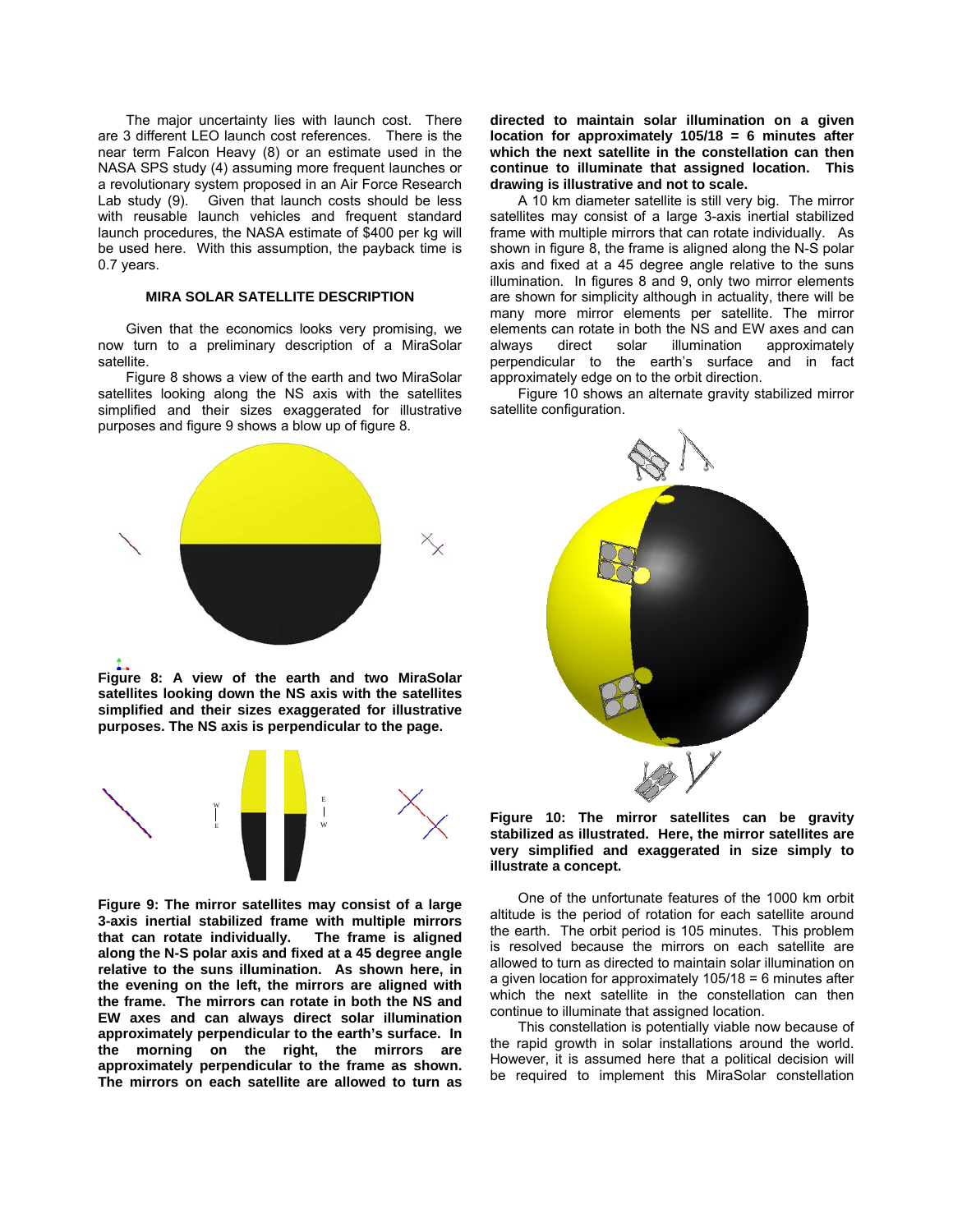The major uncertainty lies with launch cost. There are 3 different LEO launch cost references. There is the near term Falcon Heavy (8) or an estimate used in the NASA SPS study (4) assuming more frequent launches or a revolutionary system proposed in an Air Force Research Lab study (9). Given that launch costs should be less with reusable launch vehicles and frequent standard launch procedures, the NASA estimate of $400 per kg will be used here. With this assumption, the payback time is 0.7 years.

### MIRA SOLAR SATELLITE DESCRIPTION

Given that the economics looks very promising, we now turn to a preliminary description of a MiraSolar satellite.

Figure 8 shows a view of the earth and two MiraSolar satellites looking along the NS axis with the satellites simplified and their sizes exaggerated for illustrative purposes and figure 9 shows a blow up of figure 8.

**Figure 8: A view of the earth and two MiraSolar satellites looking down the NS axis with the satellites simplified and their sizes exaggerated for illustrative purposes. The NS axis is perpendicular to the page.**

**Figure 9: The mirror satellites may consist of a large 3-axis inertial stabilized frame with multiple mirrors that can rotate individually. The frame is aligned along the N-S polar axis and fixed at a 45 degree angle relative to the suns illumination. As shown here, in the evening on the left, the mirrors are aligned with the frame. The mirrors can rotate in both the NS and EW axes and can always direct solar illumination approximately perpendicular to the earth's surface. In the morning on the right, the mirrors are approximately perpendicular to the frame as shown. The mirrors on each satellite are allowed to turn as directed to maintain solar illumination on a given location for approximately 105/18 = 6 minutes after which the next satellite in the constellation can then continue to illuminate that assigned location. This drawing is illustrative and not to scale.**

A 10 km diameter satellite is still very big. The mirror satellites may consist of a large 3-axis inertial stabilized frame with multiple mirrors that can rotate individually. As shown in figure 8, the frame is aligned along the N-S polar axis and fixed at a 45 degree angle relative to the suns illumination. In figures 8 and 9, only two mirror elements are shown for simplicity although in actuality, there will be many more mirror elements per satellite. The mirror elements can rotate in both the NS and EW axes and can always direct solar illumination approximately perpendicular to the earth's surface and in fact approximately edge on to the orbit direction.

Figure 10 shows an alternate gravity stabilized mirror satellite configuration.

**Figure 10: The mirror satellites can be gravity stabilized as illustrated. Here, the mirror satellites are very simplified and exaggerated in size simply to illustrate a concept.**

One of the unfortunate features of the 1000 km orbit altitude is the period of rotation for each satellite around the earth. The orbit period is 105 minutes. This problem is resolved because the mirrors on each satellite are allowed to turn as directed to maintain solar illumination on a given location for approximately 105/18 = 6 minutes after which the next satellite in the constellation can then continue to illuminate that assigned location.

This constellation is potentially viable now because of the rapid growth in solar installations around the world. However, it is assumed here that a political decision will be required to implement this MiraSolar constellation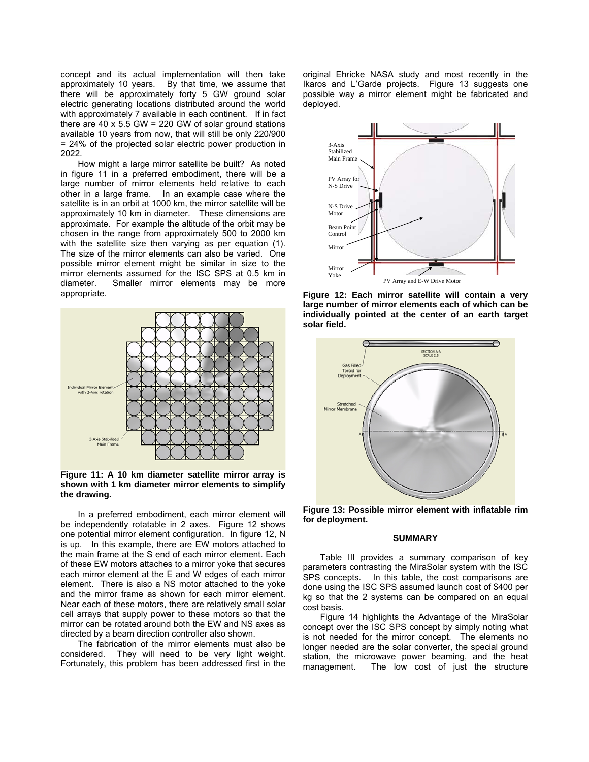concept and its actual implementation will then take approximately 10 years. By that time, we assume that there will be approximately forty 5 GW ground solar electric generating locations distributed around the world with approximately 7 available in each continent. If in fact there are 40 x 5.5 GW = 220 GW of solar ground stations available 10 years from now, that will still be only 220/900 = 24% of the projected solar electric power production in 2022.

How might a large mirror satellite be built? As noted in figure 11 in a preferred embodiment, there will be a large number of mirror elements held relative to each other in a large frame. In an example case where the satellite is in an orbit at 1000 km, the mirror satellite will be approximately 10 km in diameter. These dimensions are approximate. For example the altitude of the orbit may be chosen in the range from approximately 500 to 2000 km with the satellite size then varying as per equation (1). The size of the mirror elements can also be varied. One possible mirror element might be similar in size to the mirror elements assumed for the ISC SPS at 0.5 km in diameter. Smaller mirror elements may be more appropriate.

**Figure 11: A 10 km diameter satellite mirror array is shown with 1 km diameter mirror elements to simplify the drawing.**

In a preferred embodiment, each mirror element will be independently rotatable in 2 axes. Figure 12 shows one potential mirror element configuration. In figure 12, N is up. In this example, there are EW motors attached to the main frame at the S end of each mirror element. Each of these EW motors attaches to a mirror yoke that secures each mirror element at the E and W edges of each mirror element. There is also a NS motor attached to the yoke and the mirror frame as shown for each mirror element. Near each of these motors, there are relatively small solar cell arrays that supply power to these motors so that the mirror can be rotated around both the EW and NS axes as directed by a beam direction controller also shown.

The fabrication of the mirror elements must also be considered. They will need to be very light weight. Fortunately, this problem has been addressed first in the original Ehricke NASA study and most recently in the Ikaros and L'Garde projects. Figure 13 suggests one possible way a mirror element might be fabricated and deployed.

**Figure 12: Each mirror satellite will contain a very large number of mirror elements each of which can be individually pointed at the center of an earth target solar field.**

**Figure 13: Possible mirror element with inflatable rim for deployment.**

## SUMMARY

Table III provides a summary comparison of key parameters contrasting the MiraSolar system with the ISC SPS concepts. In this table, the cost comparisons are done using the ISC SPS assumed launch cost of $400 per kg so that the 2 systems can be compared on an equal cost basis.

Figure 14 highlights the Advantage of the MiraSolar concept over the ISC SPS concept by simply noting what is not needed for the mirror concept. The elements no longer needed are the solar converter, the special ground station, the microwave power beaming, and the heat management. The low cost of just the structure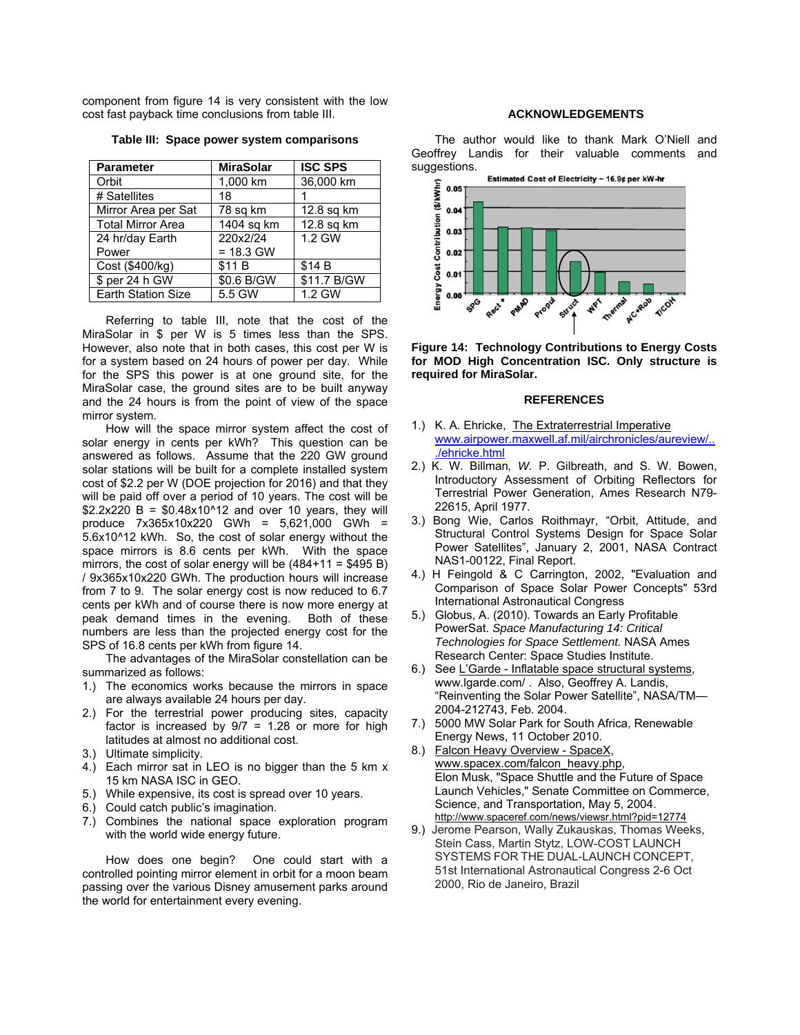component from figure 14 is very consistent with the low cost fast payback time conclusions from table III.

**Table III: Space power system comparisons**

| Parameter | MiraSolar | ISC SPS |
|---|---|---|
| Orbit | 1,000 km | 36,000 km |
| # Satellites | 18 | 1 |
| Mirror Area per Sat | 78 sq km | 12.8 sq km |
| Total Mirror Area | 1404 sq km | 12.8 sq km |
| 24 hr/day Earth Power | 220x2/24 = 18.3 GW | 1.2 GW |
| Cost ($400/kg) | $11 B | $14 B |
| $ per 24 h GW | $0.6 B/GW | $11.7 B/GW |
| Earth Station Size | 5.5 GW | 1.2 GW |

Referring to table III, note that the cost of the MiraSolar in $ per W is 5 times less than the SPS. However, also note that in both cases, this cost per W is for a system based on 24 hours of power per day. While for the SPS this power is at one ground site, for the MiraSolar case, the ground sites are to be built anyway and the 24 hours is from the point of view of the space mirror system.

How will the space mirror system affect the cost of solar energy in cents per kWh? This question can be answered as follows. Assume that the 220 GW ground solar stations will be built for a complete installed system cost of $2.2 per W (DOE projection for 2016) and that they will be paid off over a period of 10 years. The cost will be $2.2x220 B = $0.48x10^12 and over 10 years, they will produce 7x365x10x220 GWh = 5,621,000 GWh = 5.6x10^12 kWh. So, the cost of solar energy without the space mirrors is 8.6 cents per kWh. With the space mirrors, the cost of solar energy will be (484+11 = $495 B) / 9x365x10x220 GWh. The production hours will increase from 7 to 9. The solar energy cost is now reduced to 6.7 cents per kWh and of course there is now more energy at peak demand times in the evening. Both of these numbers are less than the projected energy cost for the SPS of 16.8 cents per kWh from figure 14.

The advantages of the MiraSolar constellation can be summarized as follows:

1.) The economics works because the mirrors in space are always available 24 hours per day.
2.) For the terrestrial power producing sites, capacity factor is increased by 9/7 = 1.28 or more for high latitudes at almost no additional cost.
3.) Ultimate simplicity.
4.) Each mirror sat in LEO is no bigger than the 5 km x 15 km NASA ISC in GEO.
5.) While expensive, its cost is spread over 10 years.
6.) Could catch public's imagination.
7.) Combines the national space exploration program with the world wide energy future.

How does one begin? One could start with a controlled pointing mirror element in orbit for a moon beam passing over the various Disney amusement parks around the world for entertainment every evening.

## ACKNOWLEDGEMENTS

The author would like to thank Mark O'Niell and Geoffrey Landis for their valuable comments and suggestions.

Estimated Cost of Electricity ~ 16.9¢ per kW-hr

Energy Cost Contribution ($/kWhr)

0.05
0.04
0.03
0.02
0.01
0.00

SPG, Rect+, PMAD, Propul, Struct, WPT, Thermal, A/C+Rob, T/C/DH

**Figure 14: Technology Contributions to Energy Costs for MOD High Concentration ISC. Only structure is required for MiraSolar.**

## REFERENCES

1.) K. A. Ehricke, The Extraterrestrial Imperative www.airpower.maxwell.af.mil/airchronicles/aureview/../ehricke.html
2.) K. W. Billman, *W.* P. Gilbreath, and S. W. Bowen, Introductory Assessment of Orbiting Reflectors for Terrestrial Power Generation, Ames Research N79-22615, April 1977.
3.) Bong Wie, Carlos Roithmayr, "Orbit, Attitude, and Structural Control Systems Design for Space Solar Power Satellites", January 2, 2001, NASA Contract NAS1-00122, Final Report.
4.) H Feingold & C Carrington, 2002, "Evaluation and Comparison of Space Solar Power Concepts" 53rd International Astronautical Congress
5.) Globus, A. (2010). Towards an Early Profitable PowerSat. *Space Manufacturing 14: Critical Technologies for Space Settlement.* NASA Ames Research Center: Space Studies Institute.
6.) See L'Garde - Inflatable space structural systems, www.lgarde.com/ . Also, Geoffrey A. Landis, "Reinventing the Solar Power Satellite", NASA/TM—2004-212743, Feb. 2004.
7.) 5000 MW Solar Park for South Africa, Renewable Energy News, 11 October 2010.
8.) Falcon Heavy Overview - SpaceX, www.spacex.com/falcon_heavy.php, Elon Musk, "Space Shuttle and the Future of Space Launch Vehicles," Senate Committee on Commerce, Science, and Transportation, May 5, 2004. http://www.spaceref.com/news/viewsr.html?pid=12774
9.) Jerome Pearson, Wally Zukauskas, Thomas Weeks, Stein Cass, Martin Stytz, LOW-COST LAUNCH SYSTEMS FOR THE DUAL-LAUNCH CONCEPT, 51st International Astronautical Congress 2-6 Oct 2000, Rio de Janeiro, Brazil